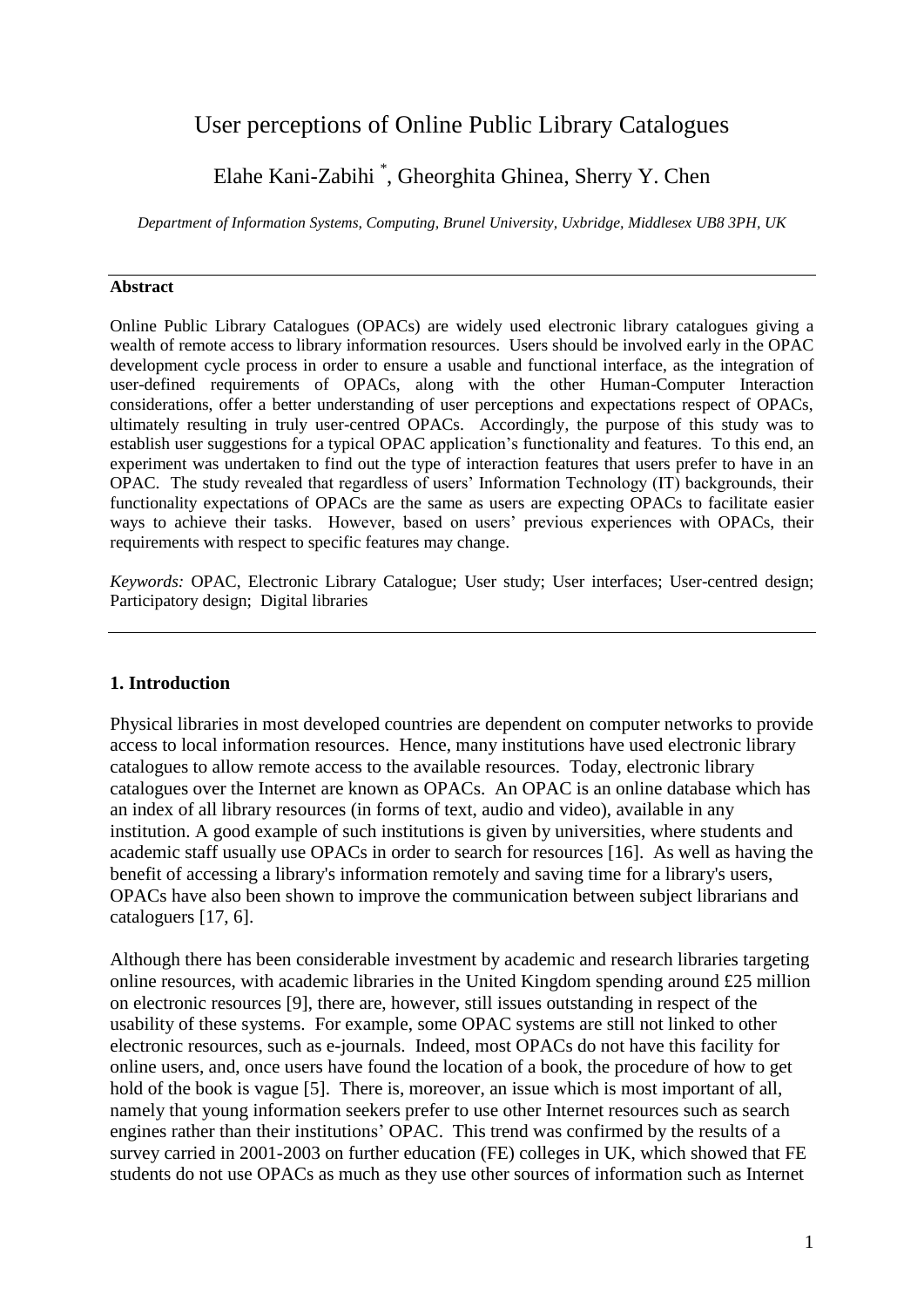# User perceptions of Online Public Library Catalogues

Elahe Kani-Zabihi [*], Gheorghita Ghinea, Sherry Y. Chen

*Department of Information Systems, Computing, Brunel University, Uxbridge, Middlesex UB8 3PH, UK*

---

**Abstract**

Online Public Library Catalogues (OPACs) are widely used electronic library catalogues giving a wealth of remote access to library information resources. Users should be involved early in the OPAC development cycle process in order to ensure a usable and functional interface, as the integration of user-defined requirements of OPACs, along with the other Human-Computer Interaction considerations, offer a better understanding of user perceptions and expectations respect of OPACs, ultimately resulting in truly user-centred OPACs. Accordingly, the purpose of this study was to establish user suggestions for a typical OPAC application's functionality and features. To this end, an experiment was undertaken to find out the type of interaction features that users prefer to have in an OPAC. The study revealed that regardless of users' Information Technology (IT) backgrounds, their functionality expectations of OPACs are the same as users are expecting OPACs to facilitate easier ways to achieve their tasks. However, based on users' previous experiences with OPACs, their requirements with respect to specific features may change.

*Keywords:* OPAC, Electronic Library Catalogue; User study; User interfaces; User-centred design; Participatory design; Digital libraries

---

## 1. Introduction

Physical libraries in most developed countries are dependent on computer networks to provide access to local information resources. Hence, many institutions have used electronic library catalogues to allow remote access to the available resources. Today, electronic library catalogues over the Internet are known as OPACs. An OPAC is an online database which has an index of all library resources (in forms of text, audio and video), available in any institution. A good example of such institutions is given by universities, where students and academic staff usually use OPACs in order to search for resources [16]. As well as having the benefit of accessing a library's information remotely and saving time for a library's users, OPACs have also been shown to improve the communication between subject librarians and cataloguers [17, 6].

Although there has been considerable investment by academic and research libraries targeting online resources, with academic libraries in the United Kingdom spending around £25 million on electronic resources [9], there are, however, still issues outstanding in respect of the usability of these systems. For example, some OPAC systems are still not linked to other electronic resources, such as e-journals. Indeed, most OPACs do not have this facility for online users, and, once users have found the location of a book, the procedure of how to get hold of the book is vague [5]. There is, moreover, an issue which is most important of all, namely that young information seekers prefer to use other Internet resources such as search engines rather than their institutions' OPAC. This trend was confirmed by the results of a survey carried in 2001-2003 on further education (FE) colleges in UK, which showed that FE students do not use OPACs as much as they use other sources of information such as Internet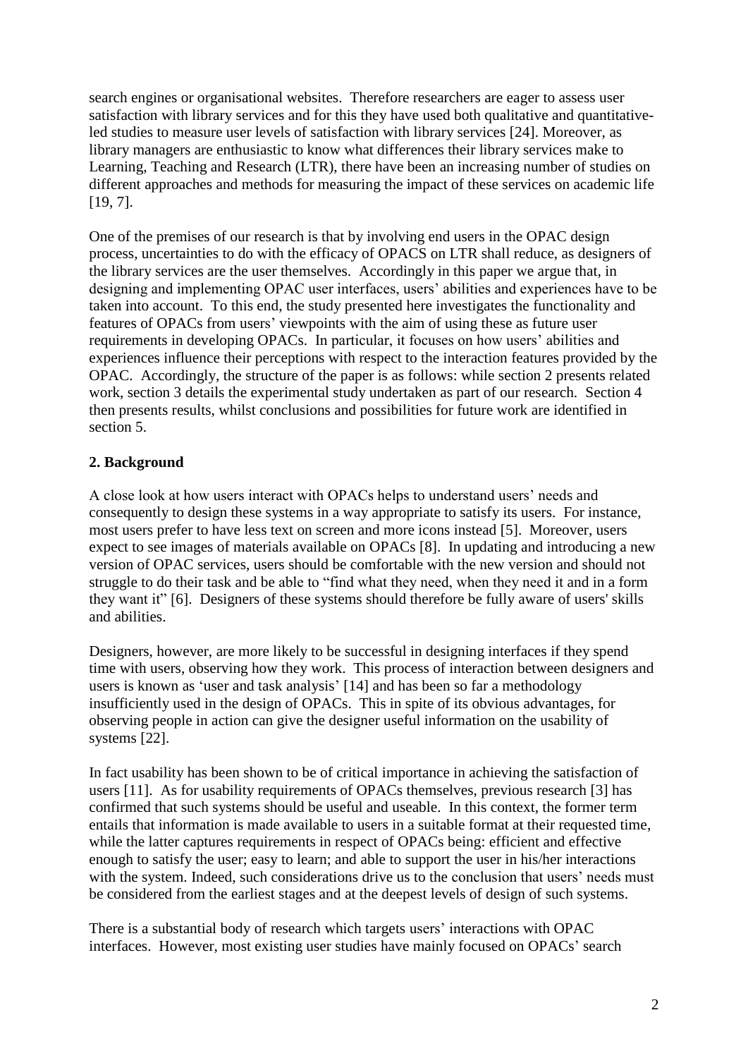search engines or organisational websites. Therefore researchers are eager to assess user satisfaction with library services and for this they have used both qualitative and quantitative-led studies to measure user levels of satisfaction with library services [24]. Moreover, as library managers are enthusiastic to know what differences their library services make to Learning, Teaching and Research (LTR), there have been an increasing number of studies on different approaches and methods for measuring the impact of these services on academic life [19, 7].

One of the premises of our research is that by involving end users in the OPAC design process, uncertainties to do with the efficacy of OPACS on LTR shall reduce, as designers of the library services are the user themselves. Accordingly in this paper we argue that, in designing and implementing OPAC user interfaces, users' abilities and experiences have to be taken into account. To this end, the study presented here investigates the functionality and features of OPACs from users' viewpoints with the aim of using these as future user requirements in developing OPACs. In particular, it focuses on how users' abilities and experiences influence their perceptions with respect to the interaction features provided by the OPAC. Accordingly, the structure of the paper is as follows: while section 2 presents related work, section 3 details the experimental study undertaken as part of our research. Section 4 then presents results, whilst conclusions and possibilities for future work are identified in section 5.

## 2. Background

A close look at how users interact with OPACs helps to understand users' needs and consequently to design these systems in a way appropriate to satisfy its users. For instance, most users prefer to have less text on screen and more icons instead [5]. Moreover, users expect to see images of materials available on OPACs [8]. In updating and introducing a new version of OPAC services, users should be comfortable with the new version and should not struggle to do their task and be able to "find what they need, when they need it and in a form they want it" [6]. Designers of these systems should therefore be fully aware of users' skills and abilities.

Designers, however, are more likely to be successful in designing interfaces if they spend time with users, observing how they work. This process of interaction between designers and users is known as 'user and task analysis' [14] and has been so far a methodology insufficiently used in the design of OPACs. This in spite of its obvious advantages, for observing people in action can give the designer useful information on the usability of systems [22].

In fact usability has been shown to be of critical importance in achieving the satisfaction of users [11]. As for usability requirements of OPACs themselves, previous research [3] has confirmed that such systems should be useful and useable. In this context, the former term entails that information is made available to users in a suitable format at their requested time, while the latter captures requirements in respect of OPACs being: efficient and effective enough to satisfy the user; easy to learn; and able to support the user in his/her interactions with the system. Indeed, such considerations drive us to the conclusion that users' needs must be considered from the earliest stages and at the deepest levels of design of such systems.

There is a substantial body of research which targets users' interactions with OPAC interfaces. However, most existing user studies have mainly focused on OPACs' search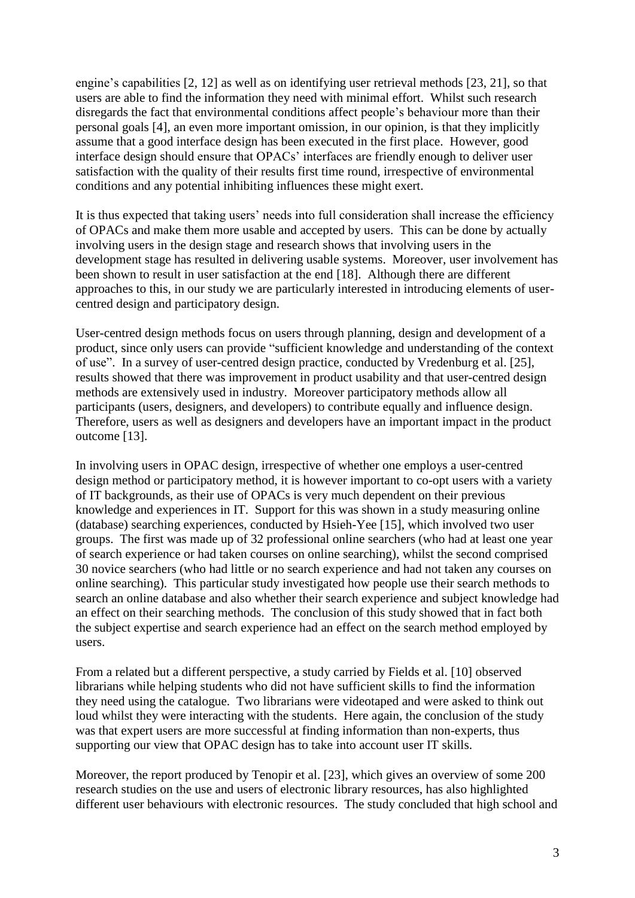engine's capabilities [2, 12] as well as on identifying user retrieval methods [23, 21], so that users are able to find the information they need with minimal effort. Whilst such research disregards the fact that environmental conditions affect people's behaviour more than their personal goals [4], an even more important omission, in our opinion, is that they implicitly assume that a good interface design has been executed in the first place. However, good interface design should ensure that OPACs' interfaces are friendly enough to deliver user satisfaction with the quality of their results first time round, irrespective of environmental conditions and any potential inhibiting influences these might exert.

It is thus expected that taking users' needs into full consideration shall increase the efficiency of OPACs and make them more usable and accepted by users. This can be done by actually involving users in the design stage and research shows that involving users in the development stage has resulted in delivering usable systems. Moreover, user involvement has been shown to result in user satisfaction at the end [18]. Although there are different approaches to this, in our study we are particularly interested in introducing elements of user-centred design and participatory design.

User-centred design methods focus on users through planning, design and development of a product, since only users can provide "sufficient knowledge and understanding of the context of use". In a survey of user-centred design practice, conducted by Vredenburg et al. [25], results showed that there was improvement in product usability and that user-centred design methods are extensively used in industry. Moreover participatory methods allow all participants (users, designers, and developers) to contribute equally and influence design. Therefore, users as well as designers and developers have an important impact in the product outcome [13].

In involving users in OPAC design, irrespective of whether one employs a user-centred design method or participatory method, it is however important to co-opt users with a variety of IT backgrounds, as their use of OPACs is very much dependent on their previous knowledge and experiences in IT. Support for this was shown in a study measuring online (database) searching experiences, conducted by Hsieh-Yee [15], which involved two user groups. The first was made up of 32 professional online searchers (who had at least one year of search experience or had taken courses on online searching), whilst the second comprised 30 novice searchers (who had little or no search experience and had not taken any courses on online searching). This particular study investigated how people use their search methods to search an online database and also whether their search experience and subject knowledge had an effect on their searching methods. The conclusion of this study showed that in fact both the subject expertise and search experience had an effect on the search method employed by users.

From a related but a different perspective, a study carried by Fields et al. [10] observed librarians while helping students who did not have sufficient skills to find the information they need using the catalogue. Two librarians were videotaped and were asked to think out loud whilst they were interacting with the students. Here again, the conclusion of the study was that expert users are more successful at finding information than non-experts, thus supporting our view that OPAC design has to take into account user IT skills.

Moreover, the report produced by Tenopir et al. [23], which gives an overview of some 200 research studies on the use and users of electronic library resources, has also highlighted different user behaviours with electronic resources. The study concluded that high school and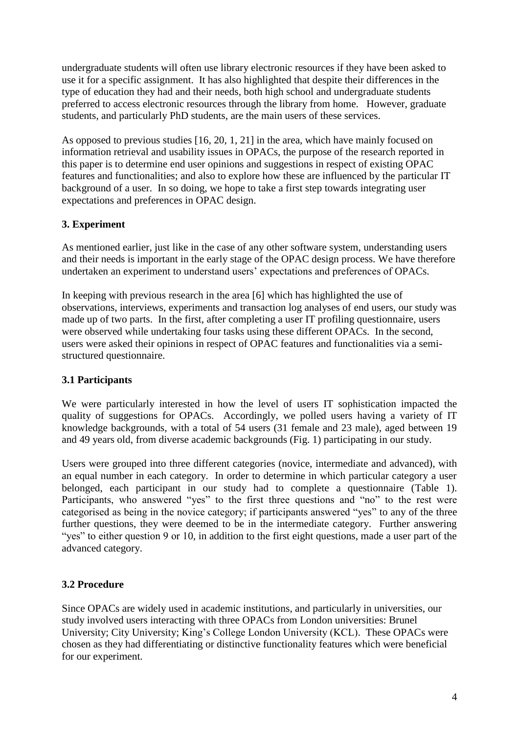undergraduate students will often use library electronic resources if they have been asked to use it for a specific assignment. It has also highlighted that despite their differences in the type of education they had and their needs, both high school and undergraduate students preferred to access electronic resources through the library from home. However, graduate students, and particularly PhD students, are the main users of these services.

As opposed to previous studies [16, 20, 1, 21] in the area, which have mainly focused on information retrieval and usability issues in OPACs, the purpose of the research reported in this paper is to determine end user opinions and suggestions in respect of existing OPAC features and functionalities; and also to explore how these are influenced by the particular IT background of a user. In so doing, we hope to take a first step towards integrating user expectations and preferences in OPAC design.

## 3. Experiment

As mentioned earlier, just like in the case of any other software system, understanding users and their needs is important in the early stage of the OPAC design process. We have therefore undertaken an experiment to understand users' expectations and preferences of OPACs.

In keeping with previous research in the area [6] which has highlighted the use of observations, interviews, experiments and transaction log analyses of end users, our study was made up of two parts. In the first, after completing a user IT profiling questionnaire, users were observed while undertaking four tasks using these different OPACs. In the second, users were asked their opinions in respect of OPAC features and functionalities via a semi-structured questionnaire.

### 3.1 Participants

We were particularly interested in how the level of users IT sophistication impacted the quality of suggestions for OPACs. Accordingly, we polled users having a variety of IT knowledge backgrounds, with a total of 54 users (31 female and 23 male), aged between 19 and 49 years old, from diverse academic backgrounds (Fig. 1) participating in our study.

Users were grouped into three different categories (novice, intermediate and advanced), with an equal number in each category. In order to determine in which particular category a user belonged, each participant in our study had to complete a questionnaire (Table 1). Participants, who answered "yes" to the first three questions and "no" to the rest were categorised as being in the novice category; if participants answered "yes" to any of the three further questions, they were deemed to be in the intermediate category. Further answering "yes" to either question 9 or 10, in addition to the first eight questions, made a user part of the advanced category.

### 3.2 Procedure

Since OPACs are widely used in academic institutions, and particularly in universities, our study involved users interacting with three OPACs from London universities: Brunel University; City University; King's College London University (KCL). These OPACs were chosen as they had differentiating or distinctive functionality features which were beneficial for our experiment.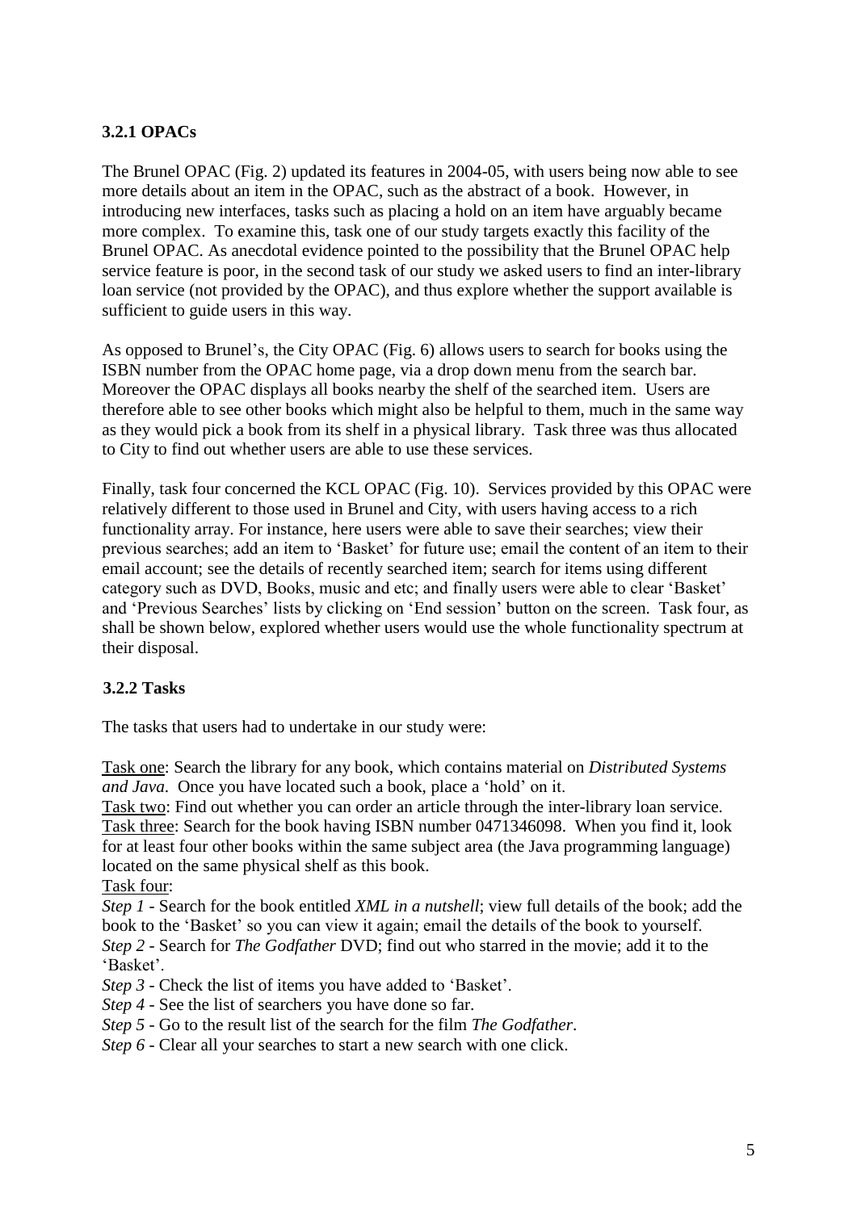### 3.2.1 OPACs

The Brunel OPAC (Fig. 2) updated its features in 2004-05, with users being now able to see more details about an item in the OPAC, such as the abstract of a book. However, in introducing new interfaces, tasks such as placing a hold on an item have arguably became more complex. To examine this, task one of our study targets exactly this facility of the Brunel OPAC. As anecdotal evidence pointed to the possibility that the Brunel OPAC help service feature is poor, in the second task of our study we asked users to find an inter-library loan service (not provided by the OPAC), and thus explore whether the support available is sufficient to guide users in this way.

As opposed to Brunel's, the City OPAC (Fig. 6) allows users to search for books using the ISBN number from the OPAC home page, via a drop down menu from the search bar. Moreover the OPAC displays all books nearby the shelf of the searched item. Users are therefore able to see other books which might also be helpful to them, much in the same way as they would pick a book from its shelf in a physical library. Task three was thus allocated to City to find out whether users are able to use these services.

Finally, task four concerned the KCL OPAC (Fig. 10). Services provided by this OPAC were relatively different to those used in Brunel and City, with users having access to a rich functionality array. For instance, here users were able to save their searches; view their previous searches; add an item to 'Basket' for future use; email the content of an item to their email account; see the details of recently searched item; search for items using different category such as DVD, Books, music and etc; and finally users were able to clear 'Basket' and 'Previous Searches' lists by clicking on 'End session' button on the screen. Task four, as shall be shown below, explored whether users would use the whole functionality spectrum at their disposal.

### 3.2.2 Tasks

The tasks that users had to undertake in our study were:

<u>Task one</u>: Search the library for any book, which contains material on *Distributed Systems and Java*. Once you have located such a book, place a 'hold' on it.
<u>Task two</u>: Find out whether you can order an article through the inter-library loan service.
<u>Task three</u>: Search for the book having ISBN number 0471346098. When you find it, look for at least four other books within the same subject area (the Java programming language) located on the same physical shelf as this book.
<u>Task four</u>:
*Step 1* - Search for the book entitled *XML in a nutshell*; view full details of the book; add the book to the 'Basket' so you can view it again; email the details of the book to yourself.
*Step 2* - Search for *The Godfather* DVD; find out who starred in the movie; add it to the 'Basket'.
*Step 3* - Check the list of items you have added to 'Basket'.
*Step 4* - See the list of searchers you have done so far.
*Step 5* - Go to the result list of the search for the film *The Godfather*.
*Step 6* - Clear all your searches to start a new search with one click.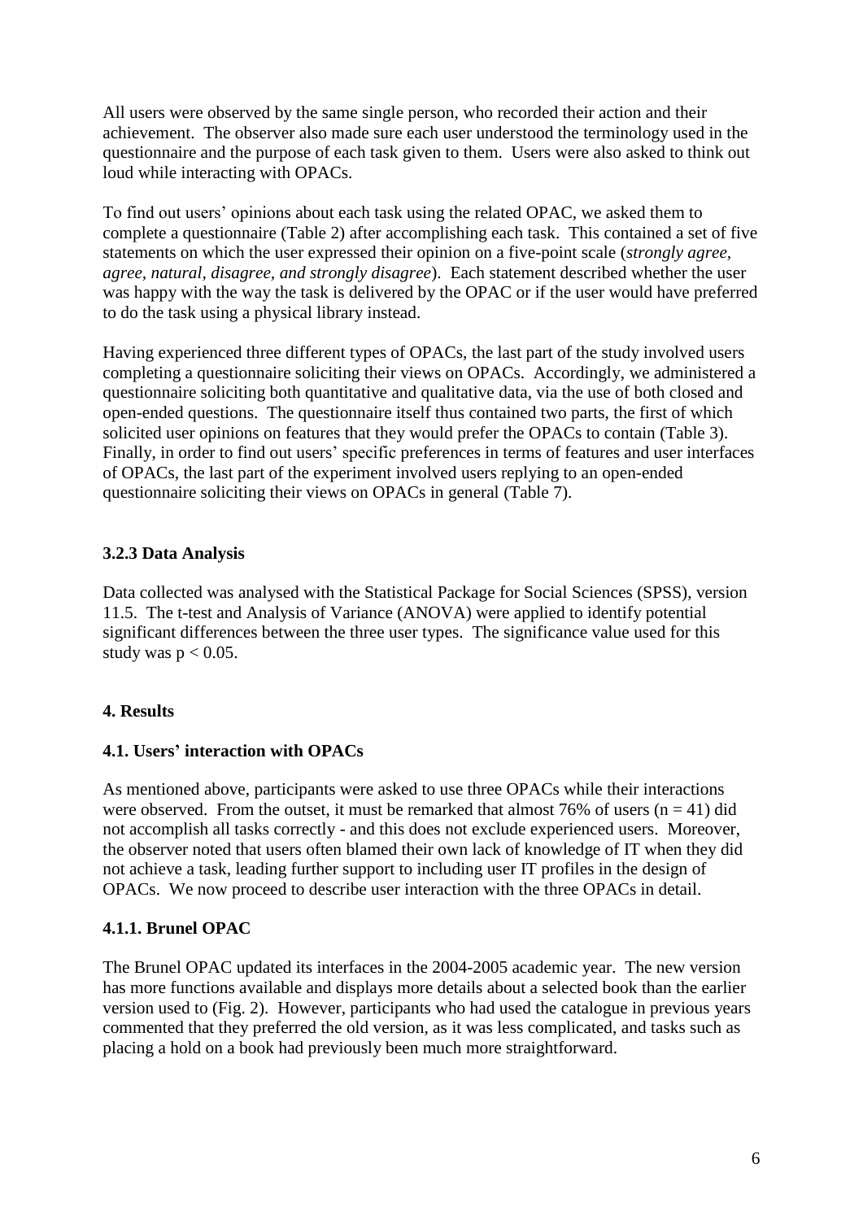All users were observed by the same single person, who recorded their action and their achievement. The observer also made sure each user understood the terminology used in the questionnaire and the purpose of each task given to them. Users were also asked to think out loud while interacting with OPACs.

To find out users' opinions about each task using the related OPAC, we asked them to complete a questionnaire (Table 2) after accomplishing each task. This contained a set of five statements on which the user expressed their opinion on a five-point scale (*strongly agree, agree, natural, disagree, and strongly disagree*). Each statement described whether the user was happy with the way the task is delivered by the OPAC or if the user would have preferred to do the task using a physical library instead.

Having experienced three different types of OPACs, the last part of the study involved users completing a questionnaire soliciting their views on OPACs. Accordingly, we administered a questionnaire soliciting both quantitative and qualitative data, via the use of both closed and open-ended questions. The questionnaire itself thus contained two parts, the first of which solicited user opinions on features that they would prefer the OPACs to contain (Table 3). Finally, in order to find out users' specific preferences in terms of features and user interfaces of OPACs, the last part of the experiment involved users replying to an open-ended questionnaire soliciting their views on OPACs in general (Table 7).

### 3.2.3 Data Analysis

Data collected was analysed with the Statistical Package for Social Sciences (SPSS), version 11.5. The t-test and Analysis of Variance (ANOVA) were applied to identify potential significant differences between the three user types. The significance value used for this study was $p < 0.05$.

## 4. Results

### 4.1. Users' interaction with OPACs

As mentioned above, participants were asked to use three OPACs while their interactions were observed. From the outset, it must be remarked that almost 76% of users ($n = 41$) did not accomplish all tasks correctly - and this does not exclude experienced users. Moreover, the observer noted that users often blamed their own lack of knowledge of IT when they did not achieve a task, leading further support to including user IT profiles in the design of OPACs. We now proceed to describe user interaction with the three OPACs in detail.

#### 4.1.1. Brunel OPAC

The Brunel OPAC updated its interfaces in the 2004-2005 academic year. The new version has more functions available and displays more details about a selected book than the earlier version used to (Fig. 2). However, participants who had used the catalogue in previous years commented that they preferred the old version, as it was less complicated, and tasks such as placing a hold on a book had previously been much more straightforward.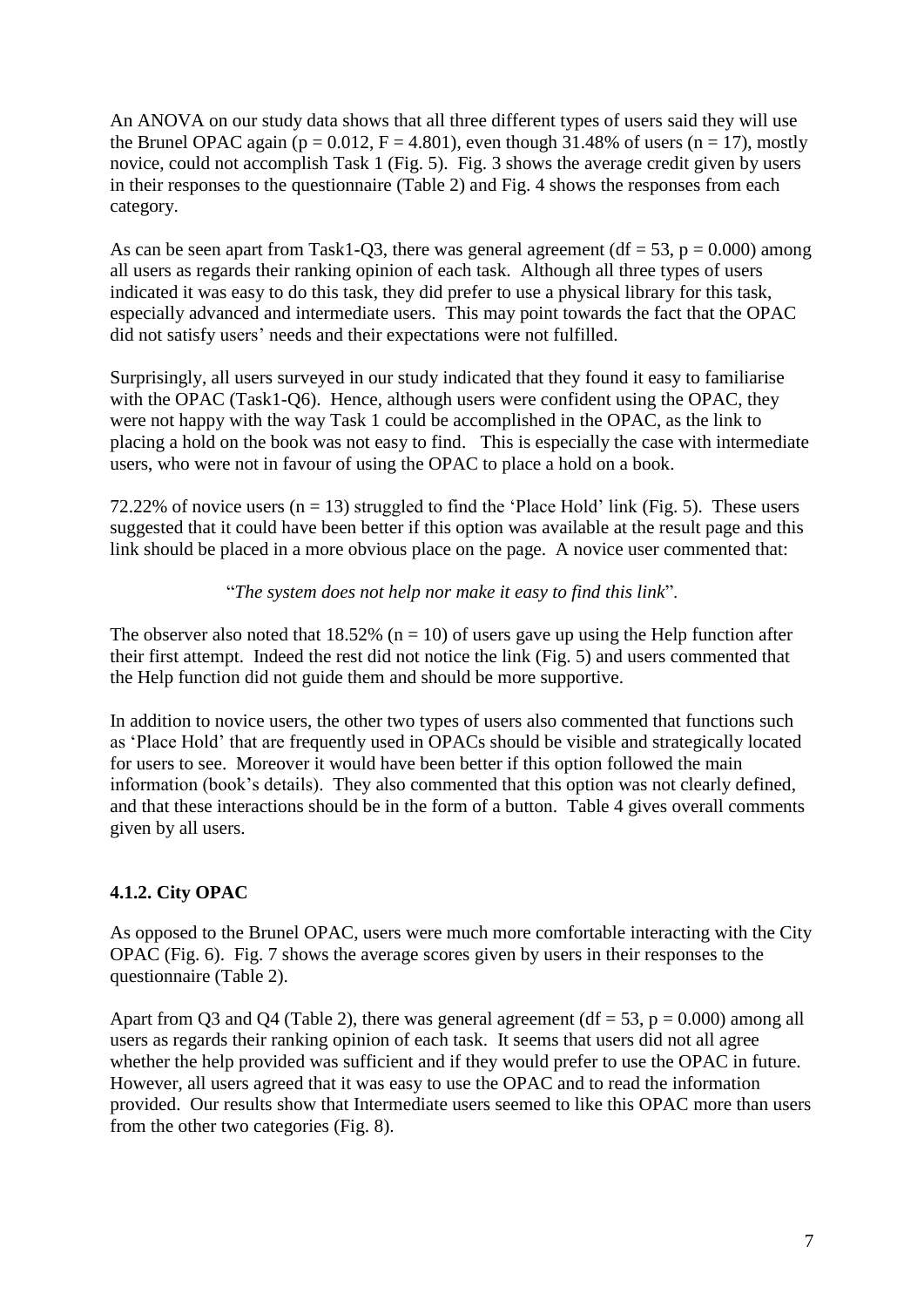An ANOVA on our study data shows that all three different types of users said they will use the Brunel OPAC again ($p = 0.012$, $F = 4.801$), even though 31.48% of users ($n = 17$), mostly novice, could not accomplish Task 1 (Fig. 5). Fig. 3 shows the average credit given by users in their responses to the questionnaire (Table 2) and Fig. 4 shows the responses from each category.

As can be seen apart from Task1-Q3, there was general agreement ($df = 53$, $p = 0.000$) among all users as regards their ranking opinion of each task. Although all three types of users indicated it was easy to do this task, they did prefer to use a physical library for this task, especially advanced and intermediate users. This may point towards the fact that the OPAC did not satisfy users' needs and their expectations were not fulfilled.

Surprisingly, all users surveyed in our study indicated that they found it easy to familiarise with the OPAC (Task1-Q6). Hence, although users were confident using the OPAC, they were not happy with the way Task 1 could be accomplished in the OPAC, as the link to placing a hold on the book was not easy to find. This is especially the case with intermediate users, who were not in favour of using the OPAC to place a hold on a book.

72.22% of novice users ($n = 13$) struggled to find the 'Place Hold' link (Fig. 5). These users suggested that it could have been better if this option was available at the result page and this link should be placed in a more obvious place on the page. A novice user commented that:

"*The system does not help nor make it easy to find this link*".

The observer also noted that 18.52% ($n = 10$) of users gave up using the Help function after their first attempt. Indeed the rest did not notice the link (Fig. 5) and users commented that the Help function did not guide them and should be more supportive.

In addition to novice users, the other two types of users also commented that functions such as 'Place Hold' that are frequently used in OPACs should be visible and strategically located for users to see. Moreover it would have been better if this option followed the main information (book's details). They also commented that this option was not clearly defined, and that these interactions should be in the form of a button. Table 4 gives overall comments given by all users.

### 4.1.2. City OPAC

As opposed to the Brunel OPAC, users were much more comfortable interacting with the City OPAC (Fig. 6). Fig. 7 shows the average scores given by users in their responses to the questionnaire (Table 2).

Apart from Q3 and Q4 (Table 2), there was general agreement ($df = 53$, $p = 0.000$) among all users as regards their ranking opinion of each task. It seems that users did not all agree whether the help provided was sufficient and if they would prefer to use the OPAC in future. However, all users agreed that it was easy to use the OPAC and to read the information provided. Our results show that Intermediate users seemed to like this OPAC more than users from the other two categories (Fig. 8).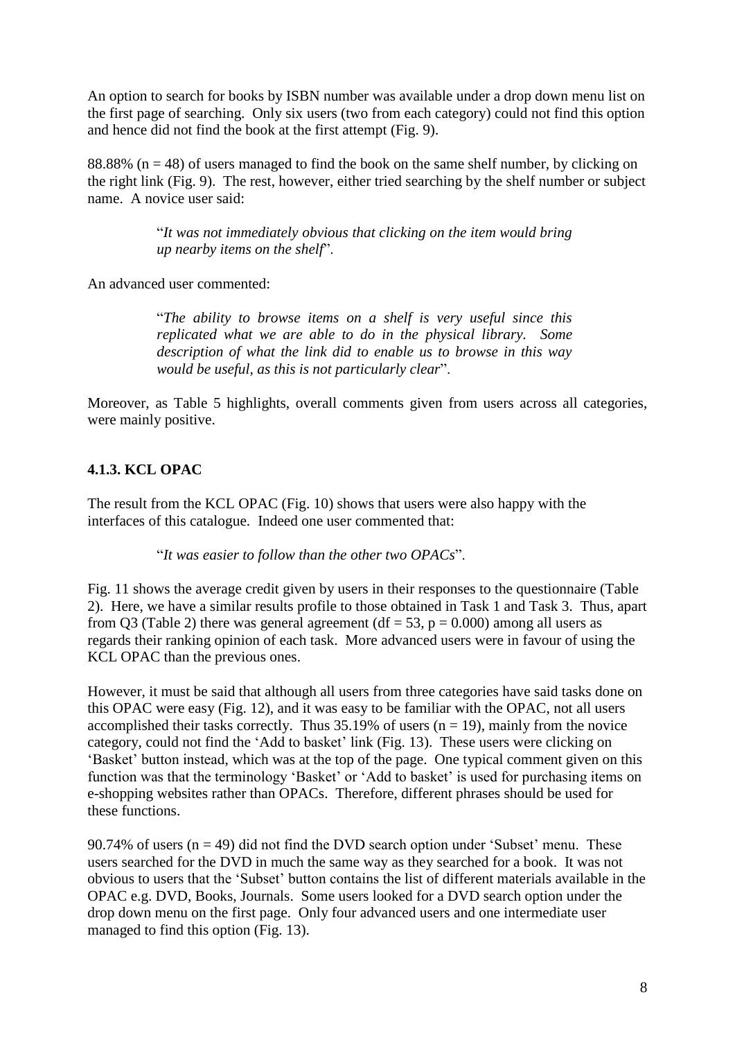An option to search for books by ISBN number was available under a drop down menu list on the first page of searching. Only six users (two from each category) could not find this option and hence did not find the book at the first attempt (Fig. 9).

88.88% ($n = 48$) of users managed to find the book on the same shelf number, by clicking on the right link (Fig. 9). The rest, however, either tried searching by the shelf number or subject name. A novice user said:

> "*It was not immediately obvious that clicking on the item would bring up nearby items on the shelf*".

An advanced user commented:

> "*The ability to browse items on a shelf is very useful since this replicated what we are able to do in the physical library. Some description of what the link did to enable us to browse in this way would be useful, as this is not particularly clear*".

Moreover, as Table 5 highlights, overall comments given from users across all categories, were mainly positive.

### 4.1.3. KCL OPAC

The result from the KCL OPAC (Fig. 10) shows that users were also happy with the interfaces of this catalogue. Indeed one user commented that:

> "*It was easier to follow than the other two OPACs*".

Fig. 11 shows the average credit given by users in their responses to the questionnaire (Table 2). Here, we have a similar results profile to those obtained in Task 1 and Task 3. Thus, apart from Q3 (Table 2) there was general agreement ($df = 53$, $p = 0.000$) among all users as regards their ranking opinion of each task. More advanced users were in favour of using the KCL OPAC than the previous ones.

However, it must be said that although all users from three categories have said tasks done on this OPAC were easy (Fig. 12), and it was easy to be familiar with the OPAC, not all users accomplished their tasks correctly. Thus 35.19% of users ($n = 19$), mainly from the novice category, could not find the 'Add to basket' link (Fig. 13). These users were clicking on 'Basket' button instead, which was at the top of the page. One typical comment given on this function was that the terminology 'Basket' or 'Add to basket' is used for purchasing items on e-shopping websites rather than OPACs. Therefore, different phrases should be used for these functions.

90.74% of users ($n = 49$) did not find the DVD search option under 'Subset' menu. These users searched for the DVD in much the same way as they searched for a book. It was not obvious to users that the 'Subset' button contains the list of different materials available in the OPAC e.g. DVD, Books, Journals. Some users looked for a DVD search option under the drop down menu on the first page. Only four advanced users and one intermediate user managed to find this option (Fig. 13).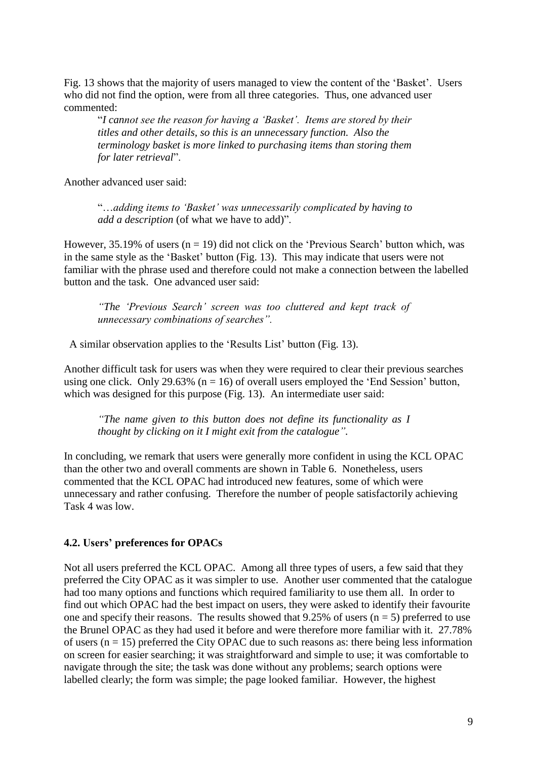Fig. 13 shows that the majority of users managed to view the content of the 'Basket'. Users who did not find the option, were from all three categories. Thus, one advanced user commented:

> "*I cannot see the reason for having a 'Basket'. Items are stored by their titles and other details, so this is an unnecessary function. Also the terminology basket is more linked to purchasing items than storing them for later retrieval*".

Another advanced user said:

> "*…adding items to 'Basket' was unnecessarily complicated by having to add a description* (of what we have to add)".

However, 35.19% of users (n = 19) did not click on the 'Previous Search' button which, was in the same style as the 'Basket' button (Fig. 13). This may indicate that users were not familiar with the phrase used and therefore could not make a connection between the labelled button and the task. One advanced user said:

> *"The 'Previous Search' screen was too cluttered and kept track of unnecessary combinations of searches".*

A similar observation applies to the 'Results List' button (Fig. 13).

Another difficult task for users was when they were required to clear their previous searches using one click. Only 29.63% (n = 16) of overall users employed the 'End Session' button, which was designed for this purpose (Fig. 13). An intermediate user said:

> *"The name given to this button does not define its functionality as I thought by clicking on it I might exit from the catalogue".*

In concluding, we remark that users were generally more confident in using the KCL OPAC than the other two and overall comments are shown in Table 6. Nonetheless, users commented that the KCL OPAC had introduced new features, some of which were unnecessary and rather confusing. Therefore the number of people satisfactorily achieving Task 4 was low.

### 4.2. Users' preferences for OPACs

Not all users preferred the KCL OPAC. Among all three types of users, a few said that they preferred the City OPAC as it was simpler to use. Another user commented that the catalogue had too many options and functions which required familiarity to use them all. In order to find out which OPAC had the best impact on users, they were asked to identify their favourite one and specify their reasons. The results showed that 9.25% of users (n = 5) preferred to use the Brunel OPAC as they had used it before and were therefore more familiar with it. 27.78% of users (n = 15) preferred the City OPAC due to such reasons as: there being less information on screen for easier searching; it was straightforward and simple to use; it was comfortable to navigate through the site; the task was done without any problems; search options were labelled clearly; the form was simple; the page looked familiar. However, the highest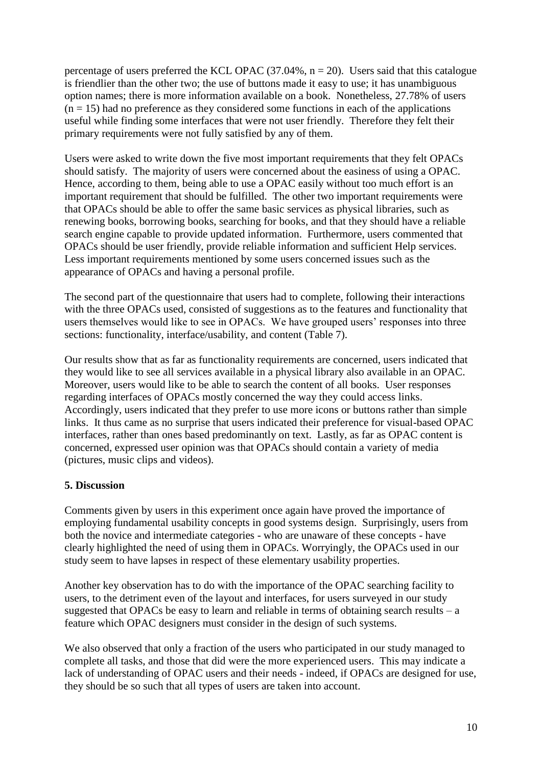percentage of users preferred the KCL OPAC (37.04%, n = 20). Users said that this catalogue is friendlier than the other two; the use of buttons made it easy to use; it has unambiguous option names; there is more information available on a book. Nonetheless, 27.78% of users (n = 15) had no preference as they considered some functions in each of the applications useful while finding some interfaces that were not user friendly. Therefore they felt their primary requirements were not fully satisfied by any of them.

Users were asked to write down the five most important requirements that they felt OPACs should satisfy. The majority of users were concerned about the easiness of using a OPAC. Hence, according to them, being able to use a OPAC easily without too much effort is an important requirement that should be fulfilled. The other two important requirements were that OPACs should be able to offer the same basic services as physical libraries, such as renewing books, borrowing books, searching for books, and that they should have a reliable search engine capable to provide updated information. Furthermore, users commented that OPACs should be user friendly, provide reliable information and sufficient Help services. Less important requirements mentioned by some users concerned issues such as the appearance of OPACs and having a personal profile.

The second part of the questionnaire that users had to complete, following their interactions with the three OPACs used, consisted of suggestions as to the features and functionality that users themselves would like to see in OPACs. We have grouped users' responses into three sections: functionality, interface/usability, and content (Table 7).

Our results show that as far as functionality requirements are concerned, users indicated that they would like to see all services available in a physical library also available in an OPAC. Moreover, users would like to be able to search the content of all books. User responses regarding interfaces of OPACs mostly concerned the way they could access links. Accordingly, users indicated that they prefer to use more icons or buttons rather than simple links. It thus came as no surprise that users indicated their preference for visual-based OPAC interfaces, rather than ones based predominantly on text. Lastly, as far as OPAC content is concerned, expressed user opinion was that OPACs should contain a variety of media (pictures, music clips and videos).

## 5. Discussion

Comments given by users in this experiment once again have proved the importance of employing fundamental usability concepts in good systems design. Surprisingly, users from both the novice and intermediate categories - who are unaware of these concepts - have clearly highlighted the need of using them in OPACs. Worryingly, the OPACs used in our study seem to have lapses in respect of these elementary usability properties.

Another key observation has to do with the importance of the OPAC searching facility to users, to the detriment even of the layout and interfaces, for users surveyed in our study suggested that OPACs be easy to learn and reliable in terms of obtaining search results – a feature which OPAC designers must consider in the design of such systems.

We also observed that only a fraction of the users who participated in our study managed to complete all tasks, and those that did were the more experienced users. This may indicate a lack of understanding of OPAC users and their needs - indeed, if OPACs are designed for use, they should be so such that all types of users are taken into account.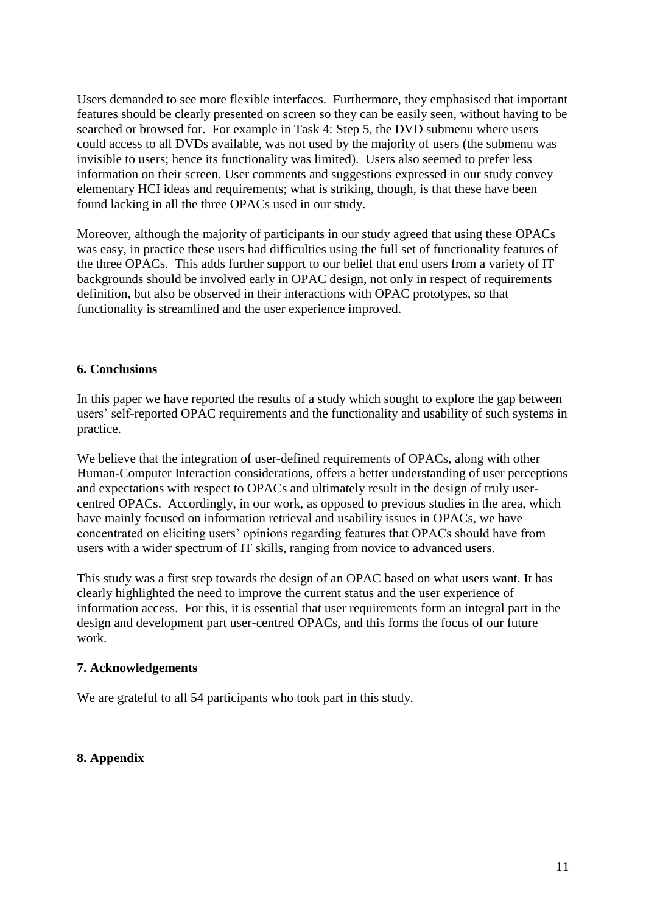Users demanded to see more flexible interfaces. Furthermore, they emphasised that important features should be clearly presented on screen so they can be easily seen, without having to be searched or browsed for. For example in Task 4: Step 5, the DVD submenu where users could access to all DVDs available, was not used by the majority of users (the submenu was invisible to users; hence its functionality was limited). Users also seemed to prefer less information on their screen. User comments and suggestions expressed in our study convey elementary HCI ideas and requirements; what is striking, though, is that these have been found lacking in all the three OPACs used in our study.

Moreover, although the majority of participants in our study agreed that using these OPACs was easy, in practice these users had difficulties using the full set of functionality features of the three OPACs. This adds further support to our belief that end users from a variety of IT backgrounds should be involved early in OPAC design, not only in respect of requirements definition, but also be observed in their interactions with OPAC prototypes, so that functionality is streamlined and the user experience improved.

## 6. Conclusions

In this paper we have reported the results of a study which sought to explore the gap between users' self-reported OPAC requirements and the functionality and usability of such systems in practice.

We believe that the integration of user-defined requirements of OPACs, along with other Human-Computer Interaction considerations, offers a better understanding of user perceptions and expectations with respect to OPACs and ultimately result in the design of truly user-centred OPACs. Accordingly, in our work, as opposed to previous studies in the area, which have mainly focused on information retrieval and usability issues in OPACs, we have concentrated on eliciting users' opinions regarding features that OPACs should have from users with a wider spectrum of IT skills, ranging from novice to advanced users.

This study was a first step towards the design of an OPAC based on what users want. It has clearly highlighted the need to improve the current status and the user experience of information access. For this, it is essential that user requirements form an integral part in the design and development part user-centred OPACs, and this forms the focus of our future work.

## 7. Acknowledgements

We are grateful to all 54 participants who took part in this study.

## 8. Appendix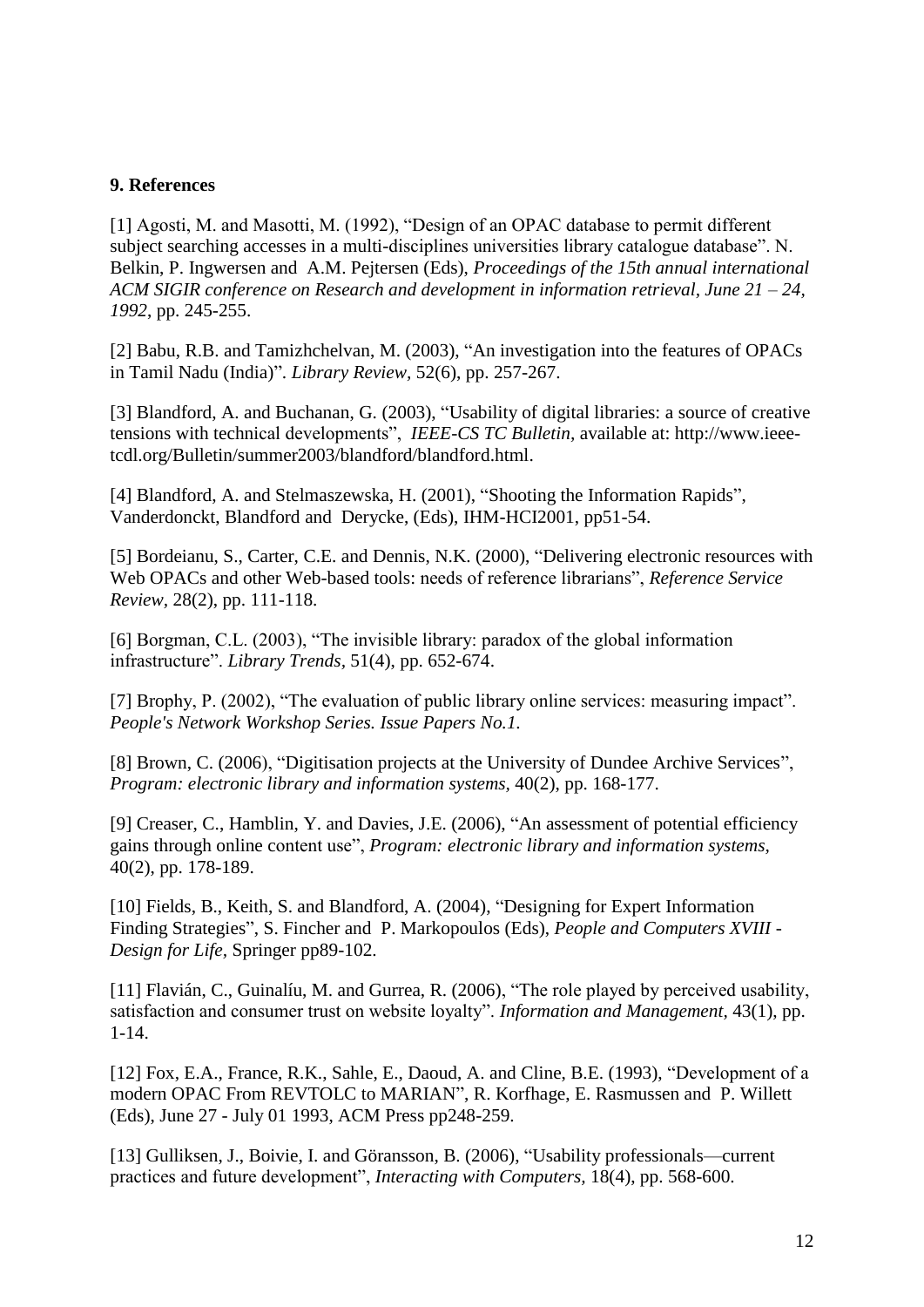## 9. References

[1] Agosti, M. and Masotti, M. (1992), "Design of an OPAC database to permit different subject searching accesses in a multi-disciplines universities library catalogue database". N. Belkin, P. Ingwersen and A.M. Pejtersen (Eds), *Proceedings of the 15th annual international ACM SIGIR conference on Research and development in information retrieval, June 21 – 24, 1992*, pp. 245-255.

[2] Babu, R.B. and Tamizhchelvan, M. (2003), "An investigation into the features of OPACs in Tamil Nadu (India)". *Library Review,* 52(6), pp. 257-267.

[3] Blandford, A. and Buchanan, G. (2003), "Usability of digital libraries: a source of creative tensions with technical developments", *IEEE-CS TC Bulletin,* available at: http://www.ieee-tcdl.org/Bulletin/summer2003/blandford/blandford.html.

[4] Blandford, A. and Stelmaszewska, H. (2001), "Shooting the Information Rapids", Vanderdonckt, Blandford and Derycke, (Eds), IHM-HCI2001, pp51-54.

[5] Bordeianu, S., Carter, C.E. and Dennis, N.K. (2000), "Delivering electronic resources with Web OPACs and other Web-based tools: needs of reference librarians", *Reference Service Review,* 28(2), pp. 111-118.

[6] Borgman, C.L. (2003), "The invisible library: paradox of the global information infrastructure". *Library Trends,* 51(4), pp. 652-674.

[7] Brophy, P. (2002), "The evaluation of public library online services: measuring impact". *People's Network Workshop Series. Issue Papers No.1.*

[8] Brown, C. (2006), "Digitisation projects at the University of Dundee Archive Services", *Program: electronic library and information systems,* 40(2), pp. 168-177.

[9] Creaser, C., Hamblin, Y. and Davies, J.E. (2006), "An assessment of potential efficiency gains through online content use", *Program: electronic library and information systems,* 40(2), pp. 178-189.

[10] Fields, B., Keith, S. and Blandford, A. (2004), "Designing for Expert Information Finding Strategies", S. Fincher and P. Markopoulos (Eds), *People and Computers XVIII - Design for Life,* Springer pp89-102.

[11] Flavián, C., Guinalíu, M. and Gurrea, R. (2006), "The role played by perceived usability, satisfaction and consumer trust on website loyalty". *Information and Management,* 43(1), pp. 1-14.

[12] Fox, E.A., France, R.K., Sahle, E., Daoud, A. and Cline, B.E. (1993), "Development of a modern OPAC From REVTOLC to MARIAN", R. Korfhage, E. Rasmussen and P. Willett (Eds), June 27 - July 01 1993, ACM Press pp248-259.

[13] Gulliksen, J., Boivie, I. and Göransson, B. (2006), "Usability professionals—current practices and future development", *Interacting with Computers,* 18(4), pp. 568-600.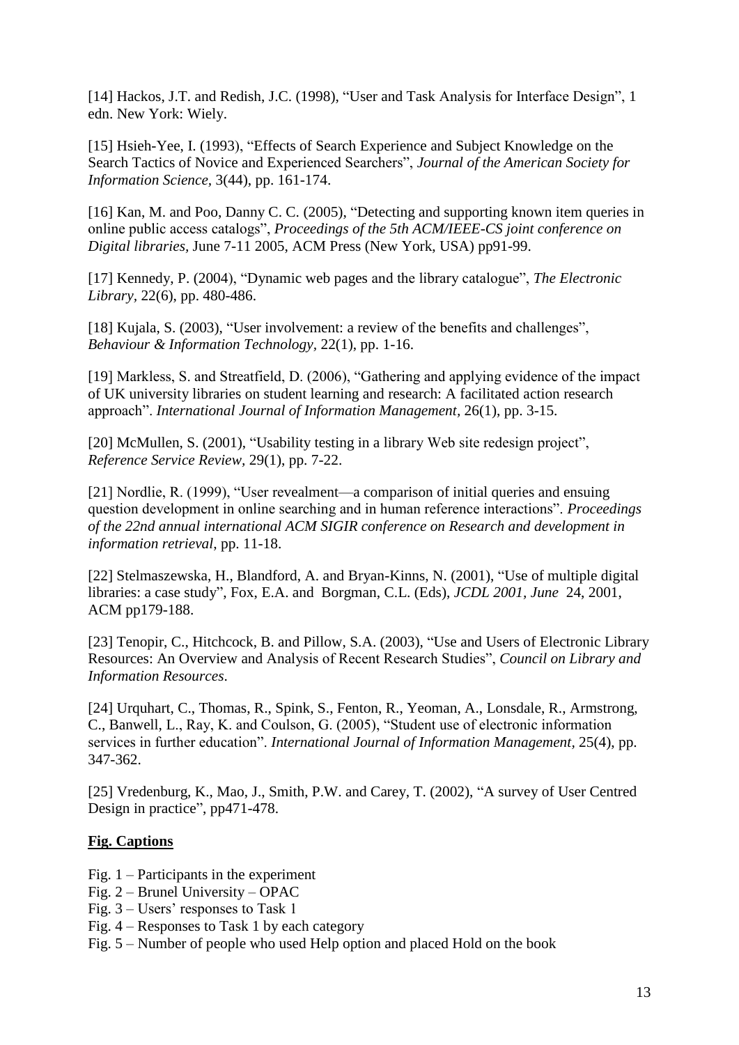[14] Hackos, J.T. and Redish, J.C. (1998), "User and Task Analysis for Interface Design", 1 edn. New York: Wiely.

[15] Hsieh-Yee, I. (1993), "Effects of Search Experience and Subject Knowledge on the Search Tactics of Novice and Experienced Searchers", *Journal of the American Society for Information Science,* 3(44), pp. 161-174.

[16] Kan, M. and Poo, Danny C. C. (2005), "Detecting and supporting known item queries in online public access catalogs", *Proceedings of the 5th ACM/IEEE-CS joint conference on Digital libraries*, June 7-11 2005, ACM Press (New York, USA) pp91-99.

[17] Kennedy, P. (2004), "Dynamic web pages and the library catalogue", *The Electronic Library*, 22(6), pp. 480-486.

[18] Kujala, S. (2003), "User involvement: a review of the benefits and challenges", *Behaviour & Information Technology*, 22(1), pp. 1-16.

[19] Markless, S. and Streatfield, D. (2006), "Gathering and applying evidence of the impact of UK university libraries on student learning and research: A facilitated action research approach". *International Journal of Information Management,* 26(1), pp. 3-15.

[20] McMullen, S. (2001), "Usability testing in a library Web site redesign project", *Reference Service Review*, 29(1), pp. 7-22.

[21] Nordlie, R. (1999), "User revealment—a comparison of initial queries and ensuing question development in online searching and in human reference interactions". *Proceedings of the 22nd annual international ACM SIGIR conference on Research and development in information retrieval*, pp. 11-18.

[22] Stelmaszewska, H., Blandford, A. and Bryan-Kinns, N. (2001), "Use of multiple digital libraries: a case study", Fox, E.A. and Borgman, C.L. (Eds), *JCDL 2001, June* 24, 2001, ACM pp179-188.

[23] Tenopir, C., Hitchcock, B. and Pillow, S.A. (2003), "Use and Users of Electronic Library Resources: An Overview and Analysis of Recent Research Studies", *Council on Library and Information Resources*.

[24] Urquhart, C., Thomas, R., Spink, S., Fenton, R., Yeoman, A., Lonsdale, R., Armstrong, C., Banwell, L., Ray, K. and Coulson, G. (2005), "Student use of electronic information services in further education". *International Journal of Information Management,* 25(4), pp. 347-362.

[25] Vredenburg, K., Mao, J., Smith, P.W. and Carey, T. (2002), "A survey of User Centred Design in practice", pp471-478.

**<u>Fig. Captions</u>**

Fig. 1 – Participants in the experiment
Fig. 2 – Brunel University – OPAC
Fig. 3 – Users' responses to Task 1
Fig. 4 – Responses to Task 1 by each category
Fig. 5 – Number of people who used Help option and placed Hold on the book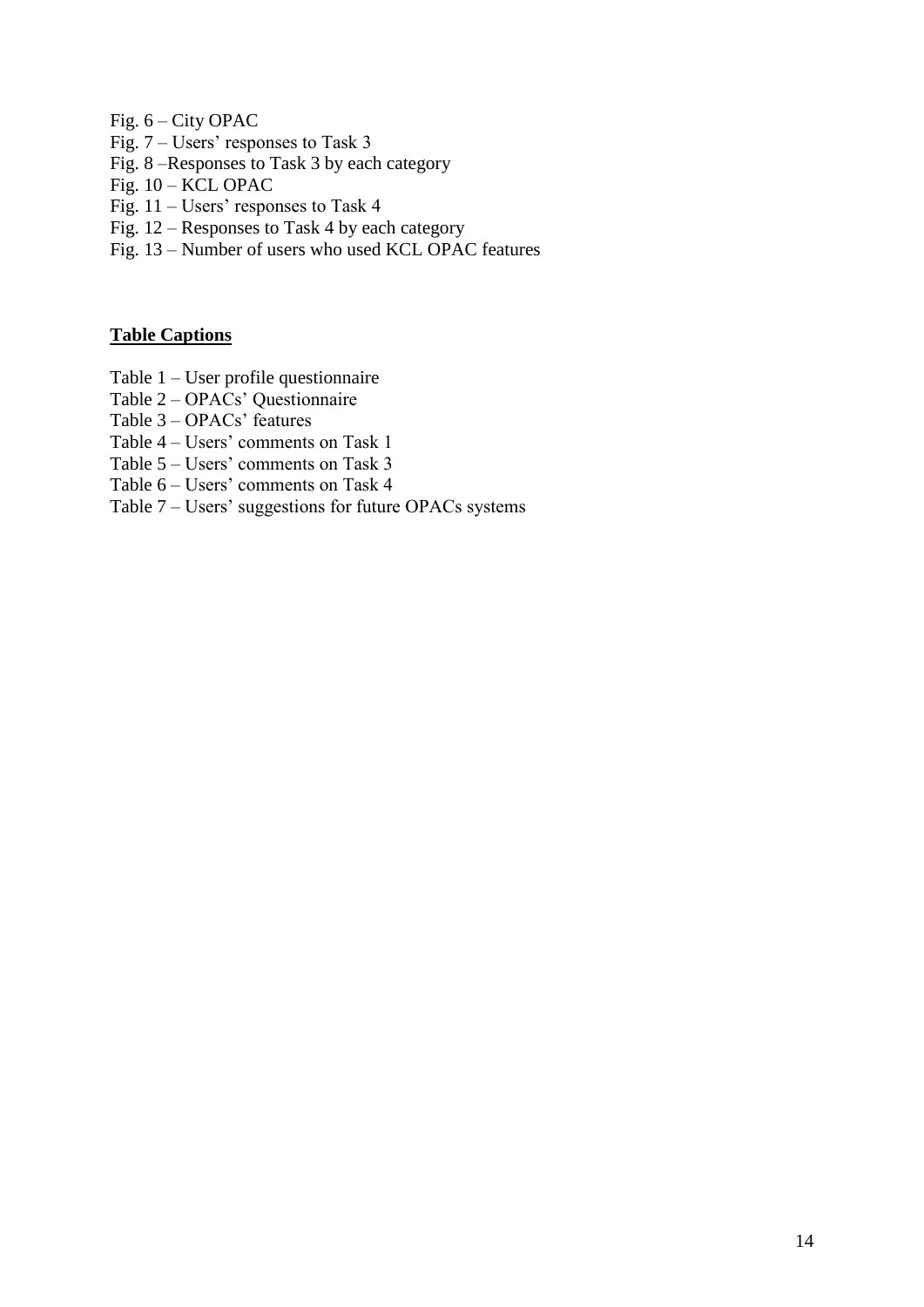Fig. 6 – City OPAC
Fig. 7 – Users' responses to Task 3
Fig. 8 –Responses to Task 3 by each category
Fig. 10 – KCL OPAC
Fig. 11 – Users' responses to Task 4
Fig. 12 – Responses to Task 4 by each category
Fig. 13 – Number of users who used KCL OPAC features

**<u>Table Captions</u>**

Table 1 – User profile questionnaire
Table 2 – OPACs' Questionnaire
Table 3 – OPACs' features
Table 4 – Users' comments on Task 1
Table 5 – Users' comments on Task 3
Table 6 – Users' comments on Task 4
Table 7 – Users' suggestions for future OPACs systems